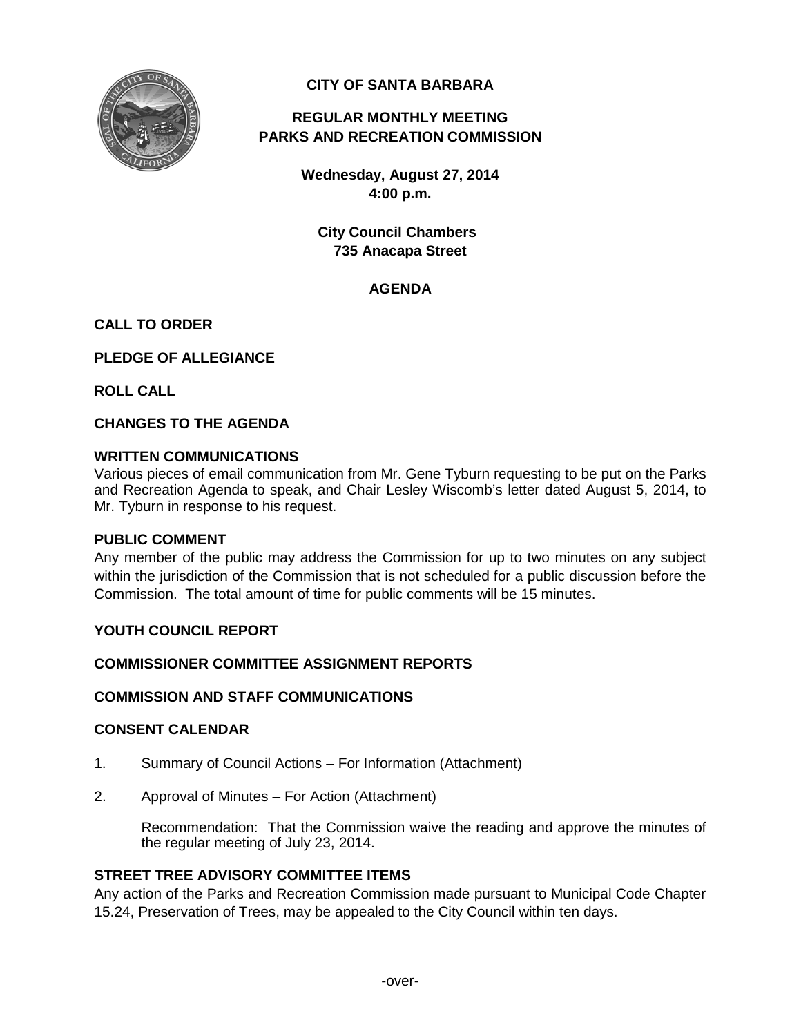# CITY OF SANTA BARBARA

## REGULAR MONTHLY MEETING
## PARKS AND RECREATION COMMISSION

**Wednesday, August 27, 2014**
**4:00 p.m.**

**City Council Chambers**
**735 Anacapa Street**

## AGENDA

### CALL TO ORDER

### PLEDGE OF ALLEGIANCE

### ROLL CALL

### CHANGES TO THE AGENDA

### WRITTEN COMMUNICATIONS

Various pieces of email communication from Mr. Gene Tyburn requesting to be put on the Parks and Recreation Agenda to speak, and Chair Lesley Wiscomb's letter dated August 5, 2014, to Mr. Tyburn in response to his request.

### PUBLIC COMMENT

Any member of the public may address the Commission for up to two minutes on any subject within the jurisdiction of the Commission that is not scheduled for a public discussion before the Commission. The total amount of time for public comments will be 15 minutes.

### YOUTH COUNCIL REPORT

### COMMISSIONER COMMITTEE ASSIGNMENT REPORTS

### COMMISSION AND STAFF COMMUNICATIONS

### CONSENT CALENDAR

1. Summary of Council Actions – For Information (Attachment)

2. Approval of Minutes – For Action (Attachment)

   Recommendation: That the Commission waive the reading and approve the minutes of the regular meeting of July 23, 2014.

### STREET TREE ADVISORY COMMITTEE ITEMS

Any action of the Parks and Recreation Commission made pursuant to Municipal Code Chapter 15.24, Preservation of Trees, may be appealed to the City Council within ten days.

-over-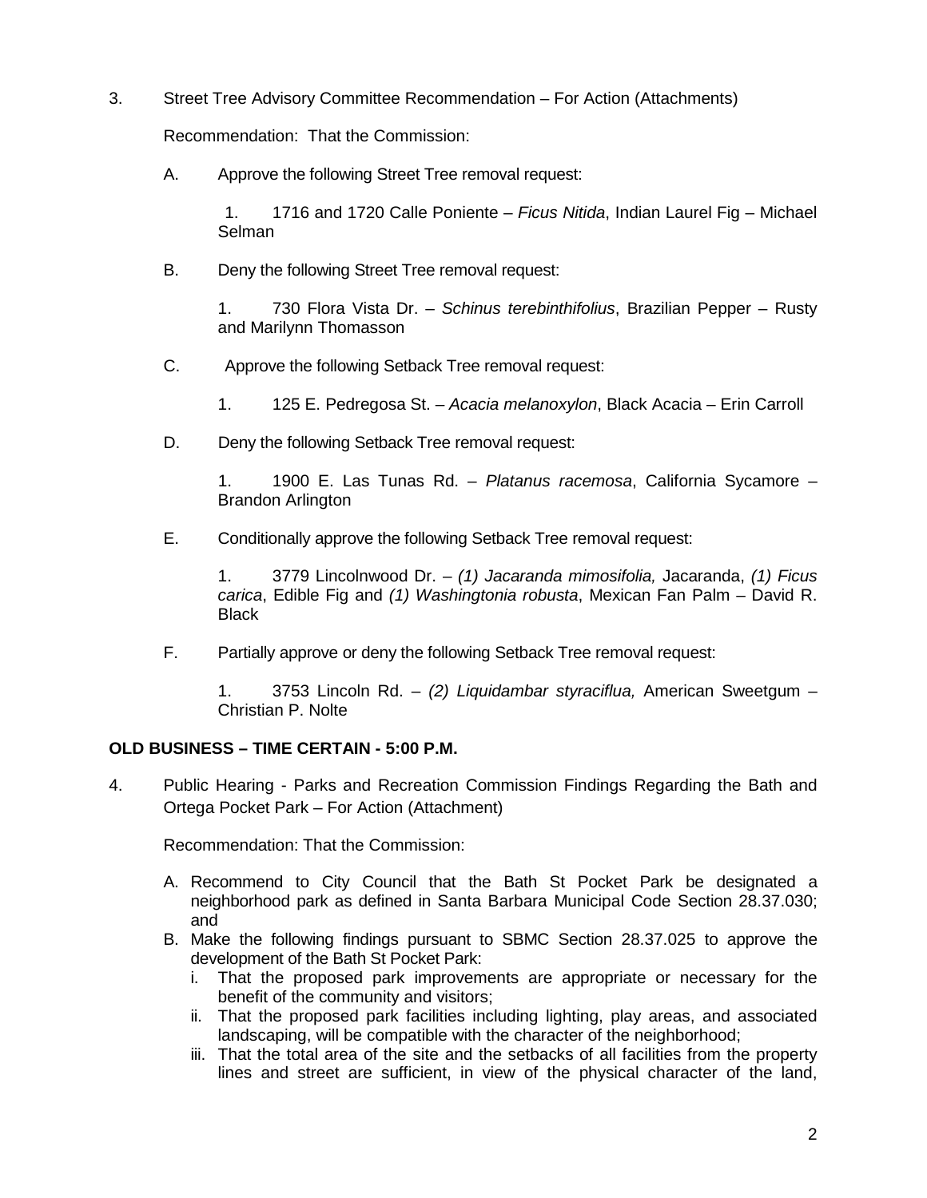3. Street Tree Advisory Committee Recommendation – For Action (Attachments)

   Recommendation: That the Commission:

   A. Approve the following Street Tree removal request:

      1. 1716 and 1720 Calle Poniente – *Ficus Nitida*, Indian Laurel Fig – Michael Selman

   B. Deny the following Street Tree removal request:

      1. 730 Flora Vista Dr. – *Schinus terebinthifolius*, Brazilian Pepper – Rusty and Marilynn Thomasson

   C. Approve the following Setback Tree removal request:

      1. 125 E. Pedregosa St. – *Acacia melanoxylon*, Black Acacia – Erin Carroll

   D. Deny the following Setback Tree removal request:

      1. 1900 E. Las Tunas Rd. – *Platanus racemosa*, California Sycamore – Brandon Arlington

   E. Conditionally approve the following Setback Tree removal request:

      1. 3779 Lincolnwood Dr. – *(1) Jacaranda mimosifolia,* Jacaranda, *(1) Ficus carica*, Edible Fig and *(1) Washingtonia robusta*, Mexican Fan Palm – David R. Black

   F. Partially approve or deny the following Setback Tree removal request:

      1. 3753 Lincoln Rd. – *(2) Liquidambar styraciflua,* American Sweetgum – Christian P. Nolte

**OLD BUSINESS – TIME CERTAIN - 5:00 P.M.**

4. Public Hearing - Parks and Recreation Commission Findings Regarding the Bath and Ortega Pocket Park – For Action (Attachment)

   Recommendation: That the Commission:

   A. Recommend to City Council that the Bath St Pocket Park be designated a neighborhood park as defined in Santa Barbara Municipal Code Section 28.37.030; and
   B. Make the following findings pursuant to SBMC Section 28.37.025 to approve the development of the Bath St Pocket Park:
      i. That the proposed park improvements are appropriate or necessary for the benefit of the community and visitors;
      ii. That the proposed park facilities including lighting, play areas, and associated landscaping, will be compatible with the character of the neighborhood;
      iii. That the total area of the site and the setbacks of all facilities from the property lines and street are sufficient, in view of the physical character of the land,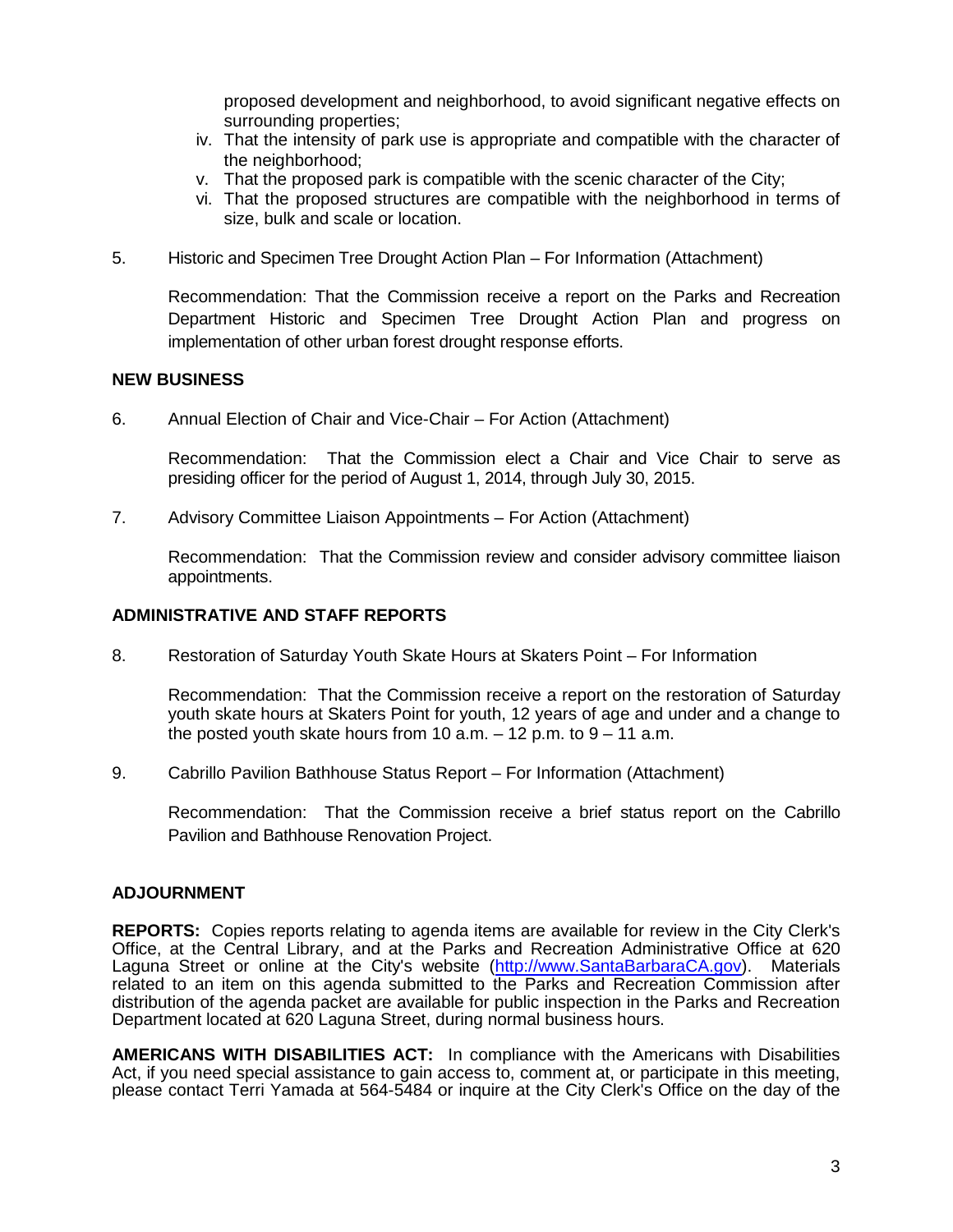proposed development and neighborhood, to avoid significant negative effects on surrounding properties;

iv. That the intensity of park use is appropriate and compatible with the character of the neighborhood;

v. That the proposed park is compatible with the scenic character of the City;

vi. That the proposed structures are compatible with the neighborhood in terms of size, bulk and scale or location.

5. Historic and Specimen Tree Drought Action Plan – For Information (Attachment)

   Recommendation: That the Commission receive a report on the Parks and Recreation Department Historic and Specimen Tree Drought Action Plan and progress on implementation of other urban forest drought response efforts.

**NEW BUSINESS**

6. Annual Election of Chair and Vice-Chair – For Action (Attachment)

   Recommendation: That the Commission elect a Chair and Vice Chair to serve as presiding officer for the period of August 1, 2014, through July 30, 2015.

7. Advisory Committee Liaison Appointments – For Action (Attachment)

   Recommendation: That the Commission review and consider advisory committee liaison appointments.

**ADMINISTRATIVE AND STAFF REPORTS**

8. Restoration of Saturday Youth Skate Hours at Skaters Point – For Information

   Recommendation: That the Commission receive a report on the restoration of Saturday youth skate hours at Skaters Point for youth, 12 years of age and under and a change to the posted youth skate hours from 10 a.m. – 12 p.m. to 9 – 11 a.m.

9. Cabrillo Pavilion Bathhouse Status Report – For Information (Attachment)

   Recommendation: That the Commission receive a brief status report on the Cabrillo Pavilion and Bathhouse Renovation Project.

**ADJOURNMENT**

**REPORTS:** Copies reports relating to agenda items are available for review in the City Clerk's Office, at the Central Library, and at the Parks and Recreation Administrative Office at 620 Laguna Street or online at the City's website (http://www.SantaBarbaraCA.gov). Materials related to an item on this agenda submitted to the Parks and Recreation Commission after distribution of the agenda packet are available for public inspection in the Parks and Recreation Department located at 620 Laguna Street, during normal business hours.

**AMERICANS WITH DISABILITIES ACT:** In compliance with the Americans with Disabilities Act, if you need special assistance to gain access to, comment at, or participate in this meeting, please contact Terri Yamada at 564-5484 or inquire at the City Clerk's Office on the day of the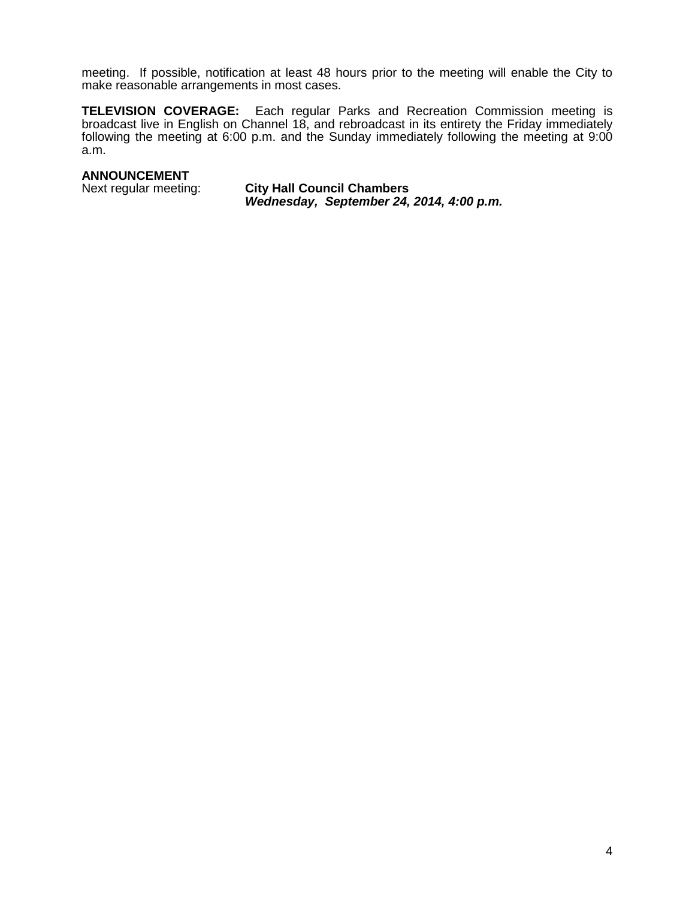meeting. If possible, notification at least 48 hours prior to the meeting will enable the City to make reasonable arrangements in most cases.

**TELEVISION COVERAGE:** Each regular Parks and Recreation Commission meeting is broadcast live in English on Channel 18, and rebroadcast in its entirety the Friday immediately following the meeting at 6:00 p.m. and the Sunday immediately following the meeting at 9:00 a.m.

**ANNOUNCEMENT**

Next regular meeting: **City Hall Council Chambers**
***Wednesday, September 24, 2014, 4:00 p.m.***